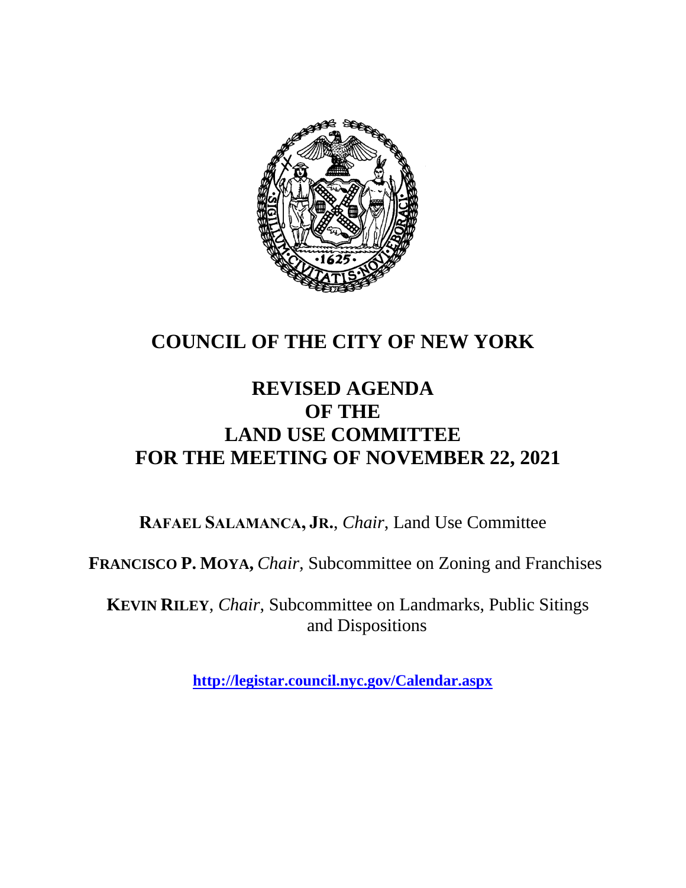# COUNCIL OF THE CITY OF NEW YORK

## REVISED AGENDA
## OF THE
## LAND USE COMMITTEE
## FOR THE MEETING OF NOVEMBER 22, 2021

**RAFAEL SALAMANCA, JR.**, *Chair*, Land Use Committee

**FRANCISCO P. MOYA,** *Chair*, Subcommittee on Zoning and Franchises

**KEVIN RILEY**, *Chair*, Subcommittee on Landmarks, Public Sitings and Dispositions

**http://legistar.council.nyc.gov/Calendar.aspx**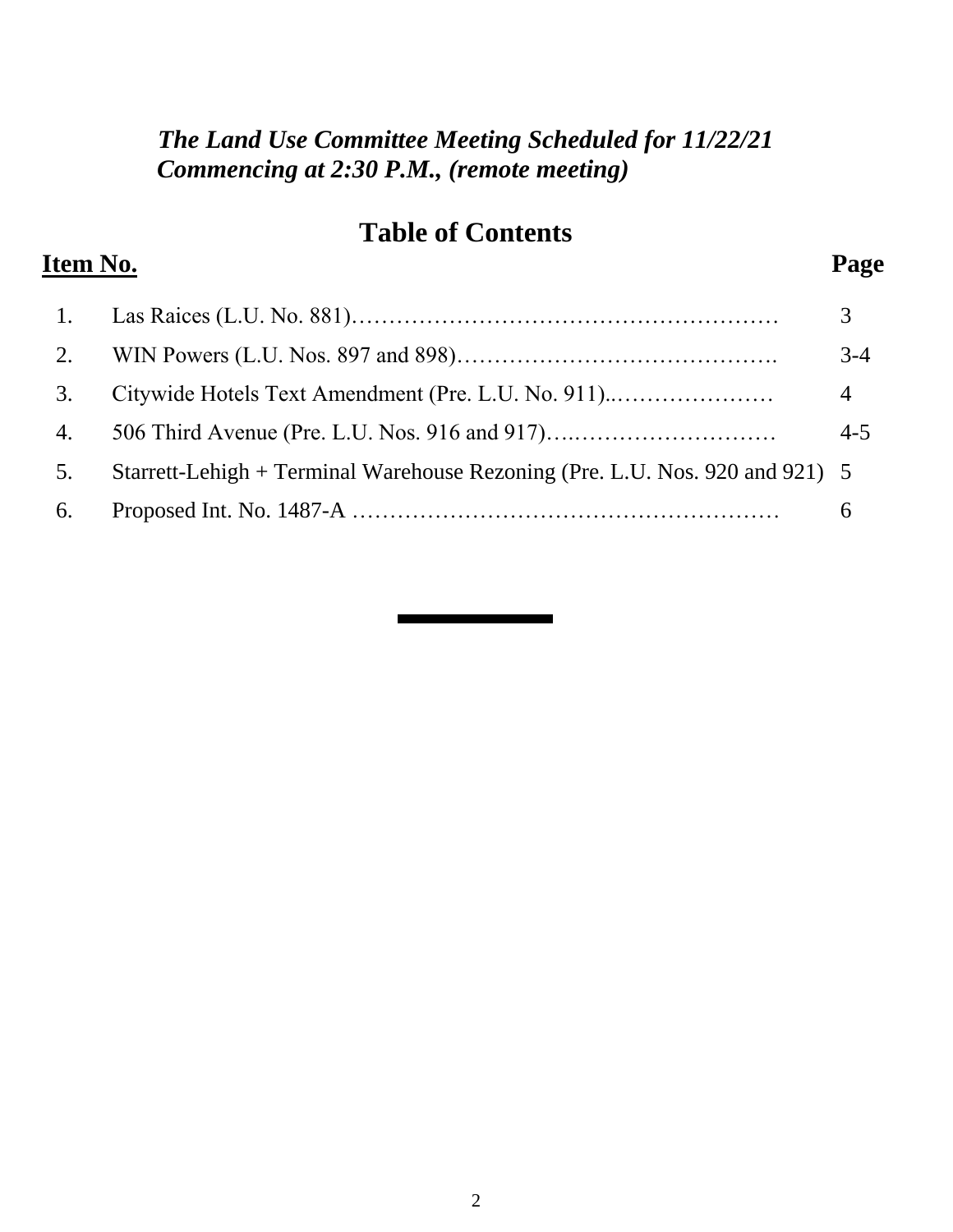***The Land Use Committee Meeting Scheduled for 11/22/21 Commencing at 2:30 P.M., (remote meeting)***

# Table of Contents

| Item No. | | Page |
|---|---|---|
| 1. | Las Raices (L.U. No. 881)………………………………………………… | 3 |
| 2. | WIN Powers (L.U. Nos. 897 and 898)……………………………………. | 3-4 |
| 3. | Citywide Hotels Text Amendment (Pre. L.U. No. 911)..………………… | 4 |
| 4. | 506 Third Avenue (Pre. L.U. Nos. 916 and 917)….……………………… | 4-5 |
| 5. | Starrett-Lehigh + Terminal Warehouse Rezoning (Pre. L.U. Nos. 920 and 921) | 5 |
| 6. | Proposed Int. No. 1487-A ………………………………………………… | 6 |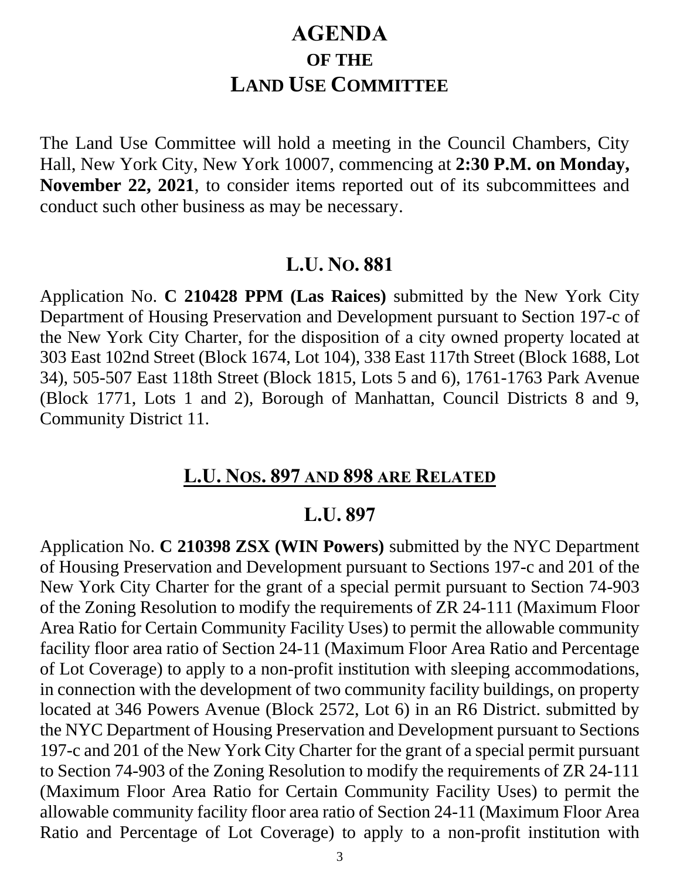# AGENDA
## OF THE
# LAND USE COMMITTEE

The Land Use Committee will hold a meeting in the Council Chambers, City Hall, New York City, New York 10007, commencing at **2:30 P.M. on Monday, November 22, 2021**, to consider items reported out of its subcommittees and conduct such other business as may be necessary.

## L.U. NO. 881

Application No. **C 210428 PPM (Las Raices)** submitted by the New York City Department of Housing Preservation and Development pursuant to Section 197-c of the New York City Charter, for the disposition of a city owned property located at 303 East 102nd Street (Block 1674, Lot 104), 338 East 117th Street (Block 1688, Lot 34), 505-507 East 118th Street (Block 1815, Lots 5 and 6), 1761-1763 Park Avenue (Block 1771, Lots 1 and 2), Borough of Manhattan, Council Districts 8 and 9, Community District 11.

## L.U. NOS. 897 AND 898 ARE RELATED

## L.U. 897

Application No. **C 210398 ZSX (WIN Powers)** submitted by the NYC Department of Housing Preservation and Development pursuant to Sections 197-c and 201 of the New York City Charter for the grant of a special permit pursuant to Section 74-903 of the Zoning Resolution to modify the requirements of ZR 24-111 (Maximum Floor Area Ratio for Certain Community Facility Uses) to permit the allowable community facility floor area ratio of Section 24-11 (Maximum Floor Area Ratio and Percentage of Lot Coverage) to apply to a non-profit institution with sleeping accommodations, in connection with the development of two community facility buildings, on property located at 346 Powers Avenue (Block 2572, Lot 6) in an R6 District. submitted by the NYC Department of Housing Preservation and Development pursuant to Sections 197-c and 201 of the New York City Charter for the grant of a special permit pursuant to Section 74-903 of the Zoning Resolution to modify the requirements of ZR 24-111 (Maximum Floor Area Ratio for Certain Community Facility Uses) to permit the allowable community facility floor area ratio of Section 24-11 (Maximum Floor Area Ratio and Percentage of Lot Coverage) to apply to a non-profit institution with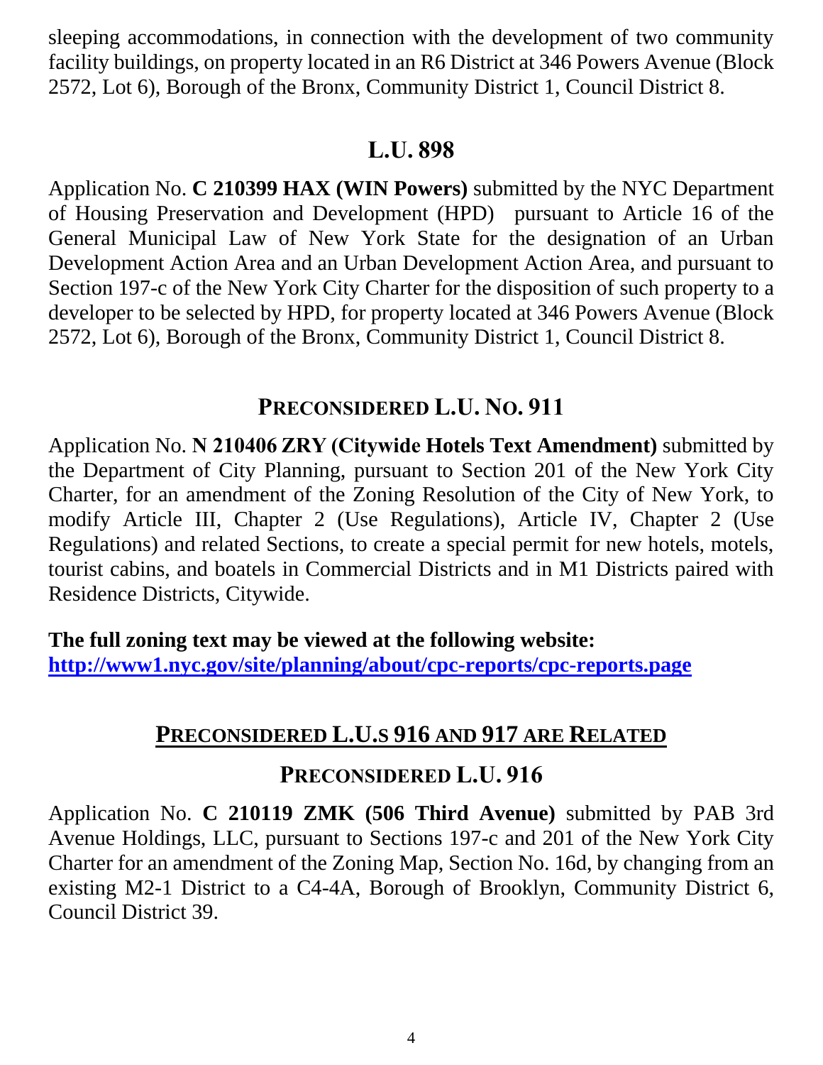sleeping accommodations, in connection with the development of two community facility buildings, on property located in an R6 District at 346 Powers Avenue (Block 2572, Lot 6), Borough of the Bronx, Community District 1, Council District 8.

## L.U. 898

Application No. **C 210399 HAX (WIN Powers)** submitted by the NYC Department of Housing Preservation and Development (HPD) pursuant to Article 16 of the General Municipal Law of New York State for the designation of an Urban Development Action Area and an Urban Development Action Area, and pursuant to Section 197-c of the New York City Charter for the disposition of such property to a developer to be selected by HPD, for property located at 346 Powers Avenue (Block 2572, Lot 6), Borough of the Bronx, Community District 1, Council District 8.

## PRECONSIDERED L.U. NO. 911

Application No. **N 210406 ZRY (Citywide Hotels Text Amendment)** submitted by the Department of City Planning, pursuant to Section 201 of the New York City Charter, for an amendment of the Zoning Resolution of the City of New York, to modify Article III, Chapter 2 (Use Regulations), Article IV, Chapter 2 (Use Regulations) and related Sections, to create a special permit for new hotels, motels, tourist cabins, and boatels in Commercial Districts and in M1 Districts paired with Residence Districts, Citywide.

**The full zoning text may be viewed at the following website:**
**http://www1.nyc.gov/site/planning/about/cpc-reports/cpc-reports.page**

## PRECONSIDERED L.U.S 916 AND 917 ARE RELATED

## PRECONSIDERED L.U. 916

Application No. **C 210119 ZMK (506 Third Avenue)** submitted by PAB 3rd Avenue Holdings, LLC, pursuant to Sections 197-c and 201 of the New York City Charter for an amendment of the Zoning Map, Section No. 16d, by changing from an existing M2-1 District to a C4-4A, Borough of Brooklyn, Community District 6, Council District 39.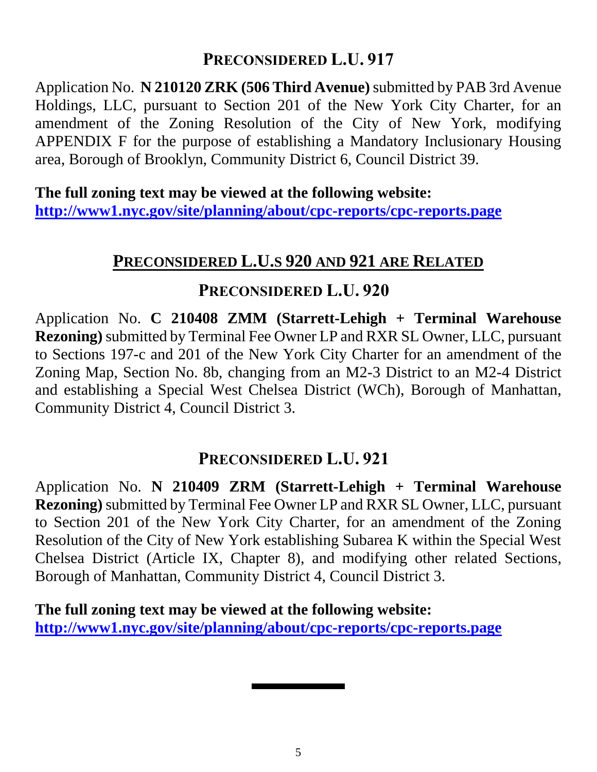## PRECONSIDERED L.U. 917

Application No. **N 210120 ZRK (506 Third Avenue)** submitted by PAB 3rd Avenue Holdings, LLC, pursuant to Section 201 of the New York City Charter, for an amendment of the Zoning Resolution of the City of New York, modifying APPENDIX F for the purpose of establishing a Mandatory Inclusionary Housing area, Borough of Brooklyn, Community District 6, Council District 39.

**The full zoning text may be viewed at the following website:**
**http://www1.nyc.gov/site/planning/about/cpc-reports/cpc-reports.page**

## PRECONSIDERED L.U.S 920 AND 921 ARE RELATED

## PRECONSIDERED L.U. 920

Application No. **C 210408 ZMM (Starrett-Lehigh + Terminal Warehouse Rezoning)** submitted by Terminal Fee Owner LP and RXR SL Owner, LLC, pursuant to Sections 197-c and 201 of the New York City Charter for an amendment of the Zoning Map, Section No. 8b, changing from an M2-3 District to an M2-4 District and establishing a Special West Chelsea District (WCh), Borough of Manhattan, Community District 4, Council District 3.

## PRECONSIDERED L.U. 921

Application No. **N 210409 ZRM (Starrett-Lehigh + Terminal Warehouse Rezoning)** submitted by Terminal Fee Owner LP and RXR SL Owner, LLC, pursuant to Section 201 of the New York City Charter, for an amendment of the Zoning Resolution of the City of New York establishing Subarea K within the Special West Chelsea District (Article IX, Chapter 8), and modifying other related Sections, Borough of Manhattan, Community District 4, Council District 3.

**The full zoning text may be viewed at the following website:**
**http://www1.nyc.gov/site/planning/about/cpc-reports/cpc-reports.page**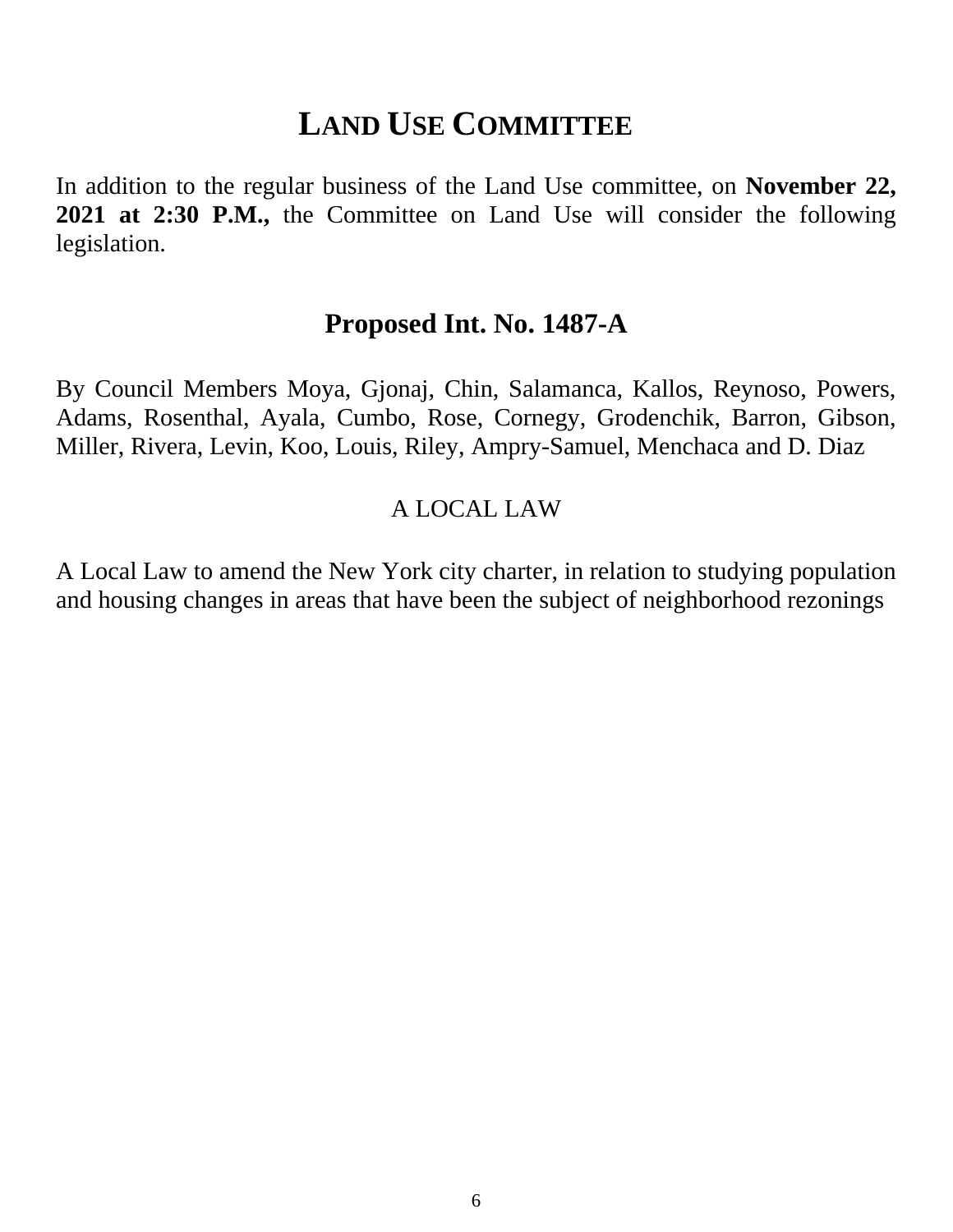# LAND USE COMMITTEE

In addition to the regular business of the Land Use committee, on **November 22, 2021 at 2:30 P.M.,** the Committee on Land Use will consider the following legislation.

## Proposed Int. No. 1487-A

By Council Members Moya, Gjonaj, Chin, Salamanca, Kallos, Reynoso, Powers, Adams, Rosenthal, Ayala, Cumbo, Rose, Cornegy, Grodenchik, Barron, Gibson, Miller, Rivera, Levin, Koo, Louis, Riley, Ampry-Samuel, Menchaca and D. Diaz

A LOCAL LAW

A Local Law to amend the New York city charter, in relation to studying population and housing changes in areas that have been the subject of neighborhood rezonings